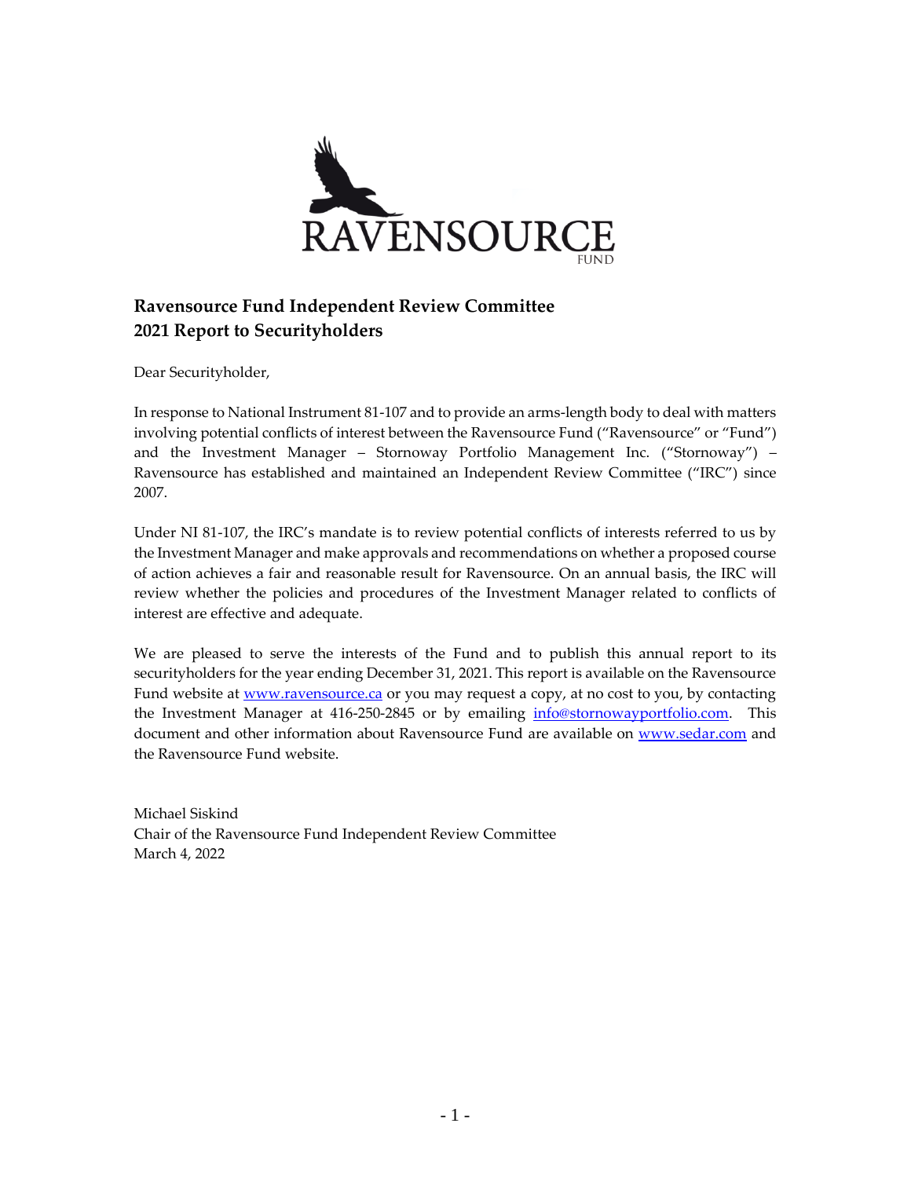RAVENSOURCE FUND

## Ravensource Fund Independent Review Committee
## 2021 Report to Securityholders

Dear Securityholder,

In response to National Instrument 81-107 and to provide an arms-length body to deal with matters involving potential conflicts of interest between the Ravensource Fund ("Ravensource" or "Fund") and the Investment Manager – Stornoway Portfolio Management Inc. ("Stornoway") – Ravensource has established and maintained an Independent Review Committee ("IRC") since 2007.

Under NI 81-107, the IRC's mandate is to review potential conflicts of interests referred to us by the Investment Manager and make approvals and recommendations on whether a proposed course of action achieves a fair and reasonable result for Ravensource. On an annual basis, the IRC will review whether the policies and procedures of the Investment Manager related to conflicts of interest are effective and adequate.

We are pleased to serve the interests of the Fund and to publish this annual report to its securityholders for the year ending December 31, 2021. This report is available on the Ravensource Fund website at www.ravensource.ca or you may request a copy, at no cost to you, by contacting the Investment Manager at 416-250-2845 or by emailing info@stornowayportfolio.com. This document and other information about Ravensource Fund are available on www.sedar.com and the Ravensource Fund website.

Michael Siskind
Chair of the Ravensource Fund Independent Review Committee
March 4, 2022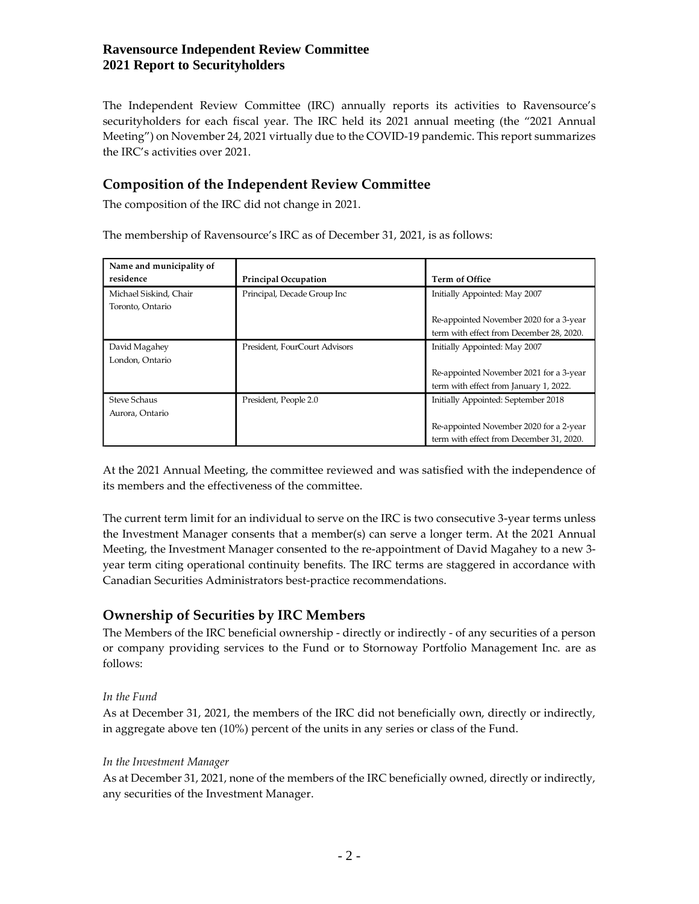# Ravensource Independent Review Committee
# 2021 Report to Securityholders

The Independent Review Committee (IRC) annually reports its activities to Ravensource's securityholders for each fiscal year. The IRC held its 2021 annual meeting (the "2021 Annual Meeting") on November 24, 2021 virtually due to the COVID-19 pandemic. This report summarizes the IRC's activities over 2021.

## Composition of the Independent Review Committee

The composition of the IRC did not change in 2021.

The membership of Ravensource's IRC as of December 31, 2021, is as follows:

| Name and municipality of residence | Principal Occupation | Term of Office |
|---|---|---|
| Michael Siskind, Chair<br>Toronto, Ontario | Principal, Decade Group Inc | Initially Appointed: May 2007<br><br>Re-appointed November 2020 for a 3-year term with effect from December 28, 2020. |
| David Magahey<br>London, Ontario | President, FourCourt Advisors | Initially Appointed: May 2007<br><br>Re-appointed November 2021 for a 3-year term with effect from January 1, 2022. |
| Steve Schaus<br>Aurora, Ontario | President, People 2.0 | Initially Appointed: September 2018<br><br>Re-appointed November 2020 for a 2-year term with effect from December 31, 2020. |

At the 2021 Annual Meeting, the committee reviewed and was satisfied with the independence of its members and the effectiveness of the committee.

The current term limit for an individual to serve on the IRC is two consecutive 3-year terms unless the Investment Manager consents that a member(s) can serve a longer term. At the 2021 Annual Meeting, the Investment Manager consented to the re-appointment of David Magahey to a new 3-year term citing operational continuity benefits. The IRC terms are staggered in accordance with Canadian Securities Administrators best-practice recommendations.

## Ownership of Securities by IRC Members

The Members of the IRC beneficial ownership - directly or indirectly - of any securities of a person or company providing services to the Fund or to Stornoway Portfolio Management Inc. are as follows:

*In the Fund*

As at December 31, 2021, the members of the IRC did not beneficially own, directly or indirectly, in aggregate above ten (10%) percent of the units in any series or class of the Fund.

*In the Investment Manager*

As at December 31, 2021, none of the members of the IRC beneficially owned, directly or indirectly, any securities of the Investment Manager.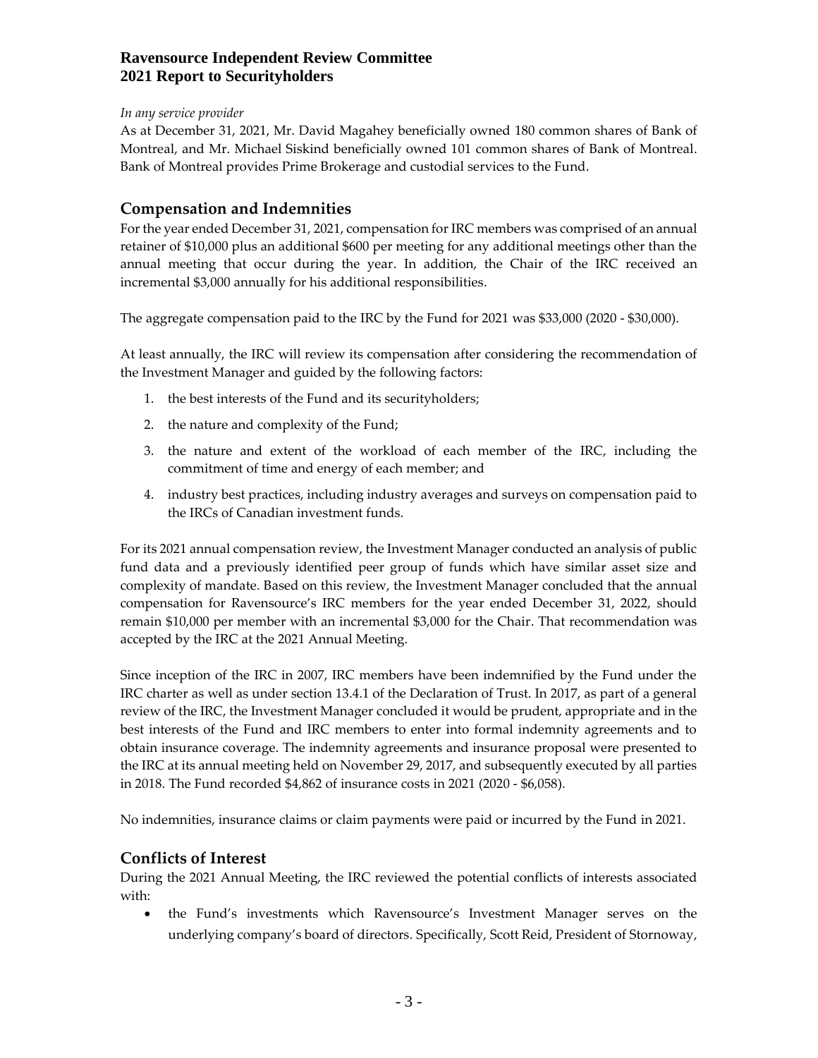*In any service provider*

As at December 31, 2021, Mr. David Magahey beneficially owned 180 common shares of Bank of Montreal, and Mr. Michael Siskind beneficially owned 101 common shares of Bank of Montreal. Bank of Montreal provides Prime Brokerage and custodial services to the Fund.

## Compensation and Indemnities

For the year ended December 31, 2021, compensation for IRC members was comprised of an annual retainer of $10,000 plus an additional $600 per meeting for any additional meetings other than the annual meeting that occur during the year. In addition, the Chair of the IRC received an incremental $3,000 annually for his additional responsibilities.

The aggregate compensation paid to the IRC by the Fund for 2021 was $33,000 (2020 - $30,000).

At least annually, the IRC will review its compensation after considering the recommendation of the Investment Manager and guided by the following factors:

1. the best interests of the Fund and its securityholders;
2. the nature and complexity of the Fund;
3. the nature and extent of the workload of each member of the IRC, including the commitment of time and energy of each member; and
4. industry best practices, including industry averages and surveys on compensation paid to the IRCs of Canadian investment funds.

For its 2021 annual compensation review, the Investment Manager conducted an analysis of public fund data and a previously identified peer group of funds which have similar asset size and complexity of mandate. Based on this review, the Investment Manager concluded that the annual compensation for Ravensource's IRC members for the year ended December 31, 2022, should remain $10,000 per member with an incremental $3,000 for the Chair. That recommendation was accepted by the IRC at the 2021 Annual Meeting.

Since inception of the IRC in 2007, IRC members have been indemnified by the Fund under the IRC charter as well as under section 13.4.1 of the Declaration of Trust. In 2017, as part of a general review of the IRC, the Investment Manager concluded it would be prudent, appropriate and in the best interests of the Fund and IRC members to enter into formal indemnity agreements and to obtain insurance coverage. The indemnity agreements and insurance proposal were presented to the IRC at its annual meeting held on November 29, 2017, and subsequently executed by all parties in 2018. The Fund recorded $4,862 of insurance costs in 2021 (2020 - $6,058).

No indemnities, insurance claims or claim payments were paid or incurred by the Fund in 2021.

## Conflicts of Interest

During the 2021 Annual Meeting, the IRC reviewed the potential conflicts of interests associated with:

- the Fund's investments which Ravensource's Investment Manager serves on the underlying company's board of directors. Specifically, Scott Reid, President of Stornoway,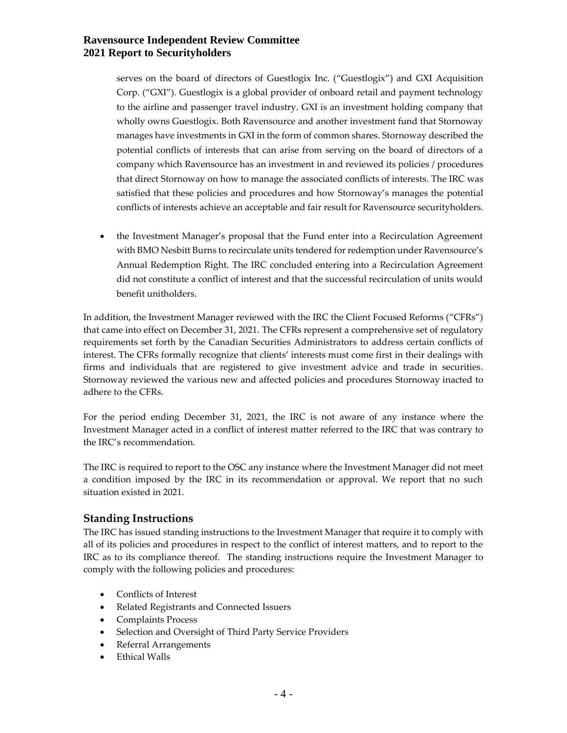serves on the board of directors of Guestlogix Inc. ("Guestlogix") and GXI Acquisition Corp. ("GXI"). Guestlogix is a global provider of onboard retail and payment technology to the airline and passenger travel industry. GXI is an investment holding company that wholly owns Guestlogix. Both Ravensource and another investment fund that Stornoway manages have investments in GXI in the form of common shares. Stornoway described the potential conflicts of interests that can arise from serving on the board of directors of a company which Ravensource has an investment in and reviewed its policies / procedures that direct Stornoway on how to manage the associated conflicts of interests. The IRC was satisfied that these policies and procedures and how Stornoway's manages the potential conflicts of interests achieve an acceptable and fair result for Ravensource securityholders.

- the Investment Manager's proposal that the Fund enter into a Recirculation Agreement with BMO Nesbitt Burns to recirculate units tendered for redemption under Ravensource's Annual Redemption Right. The IRC concluded entering into a Recirculation Agreement did not constitute a conflict of interest and that the successful recirculation of units would benefit unitholders.

In addition, the Investment Manager reviewed with the IRC the Client Focused Reforms ("CFRs") that came into effect on December 31, 2021. The CFRs represent a comprehensive set of regulatory requirements set forth by the Canadian Securities Administrators to address certain conflicts of interest. The CFRs formally recognize that clients' interests must come first in their dealings with firms and individuals that are registered to give investment advice and trade in securities. Stornoway reviewed the various new and affected policies and procedures Stornoway inacted to adhere to the CFRs.

For the period ending December 31, 2021, the IRC is not aware of any instance where the Investment Manager acted in a conflict of interest matter referred to the IRC that was contrary to the IRC's recommendation.

The IRC is required to report to the OSC any instance where the Investment Manager did not meet a condition imposed by the IRC in its recommendation or approval. We report that no such situation existed in 2021.

## Standing Instructions

The IRC has issued standing instructions to the Investment Manager that require it to comply with all of its policies and procedures in respect to the conflict of interest matters, and to report to the IRC as to its compliance thereof. The standing instructions require the Investment Manager to comply with the following policies and procedures:

- Conflicts of Interest
- Related Registrants and Connected Issuers
- Complaints Process
- Selection and Oversight of Third Party Service Providers
- Referral Arrangements
- Ethical Walls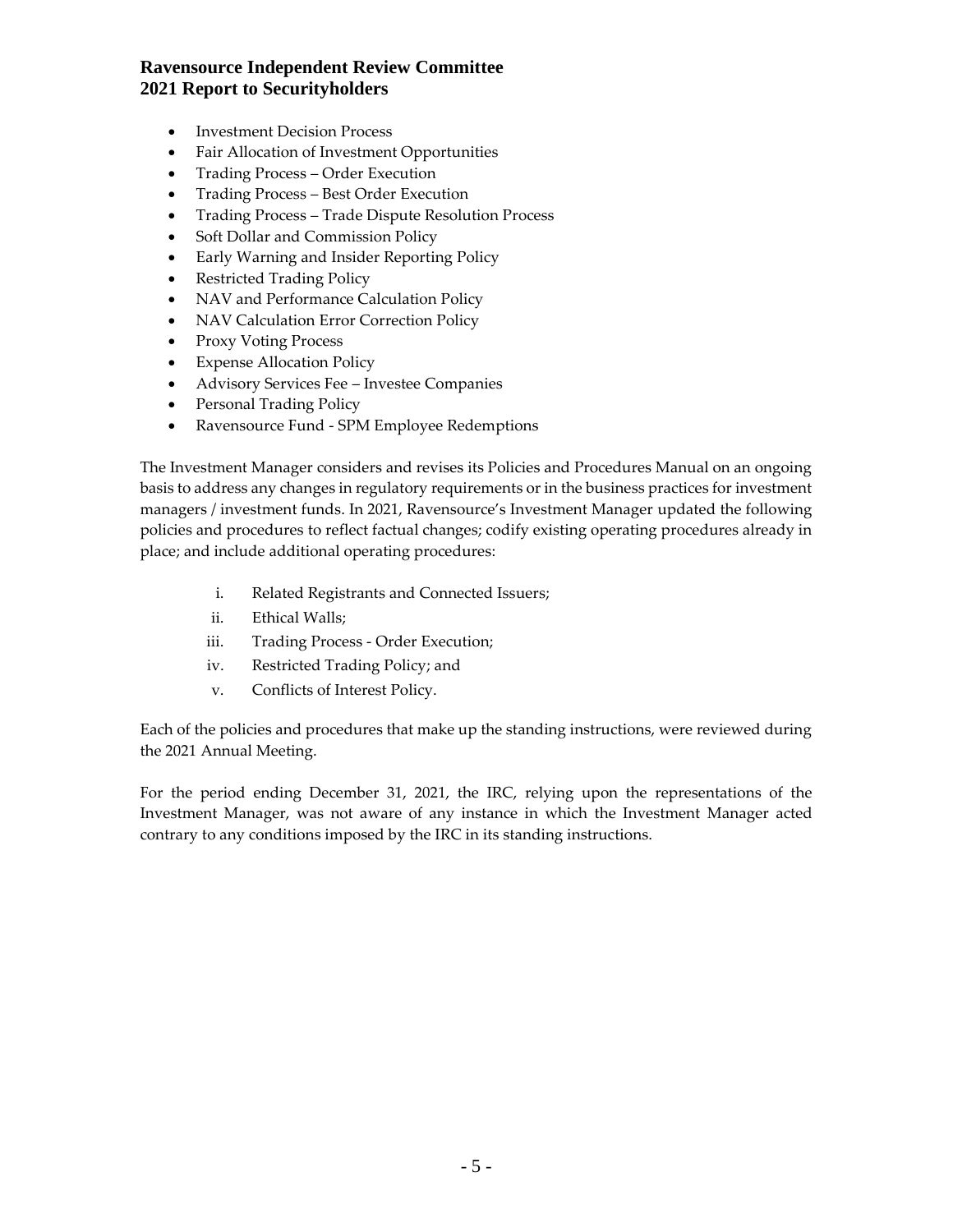- Investment Decision Process
- Fair Allocation of Investment Opportunities
- Trading Process – Order Execution
- Trading Process – Best Order Execution
- Trading Process – Trade Dispute Resolution Process
- Soft Dollar and Commission Policy
- Early Warning and Insider Reporting Policy
- Restricted Trading Policy
- NAV and Performance Calculation Policy
- NAV Calculation Error Correction Policy
- Proxy Voting Process
- Expense Allocation Policy
- Advisory Services Fee – Investee Companies
- Personal Trading Policy
- Ravensource Fund - SPM Employee Redemptions

The Investment Manager considers and revises its Policies and Procedures Manual on an ongoing basis to address any changes in regulatory requirements or in the business practices for investment managers / investment funds. In 2021, Ravensource's Investment Manager updated the following policies and procedures to reflect factual changes; codify existing operating procedures already in place; and include additional operating procedures:

i. Related Registrants and Connected Issuers;
ii. Ethical Walls;
iii. Trading Process - Order Execution;
iv. Restricted Trading Policy; and
v. Conflicts of Interest Policy.

Each of the policies and procedures that make up the standing instructions, were reviewed during the 2021 Annual Meeting.

For the period ending December 31, 2021, the IRC, relying upon the representations of the Investment Manager, was not aware of any instance in which the Investment Manager acted contrary to any conditions imposed by the IRC in its standing instructions.